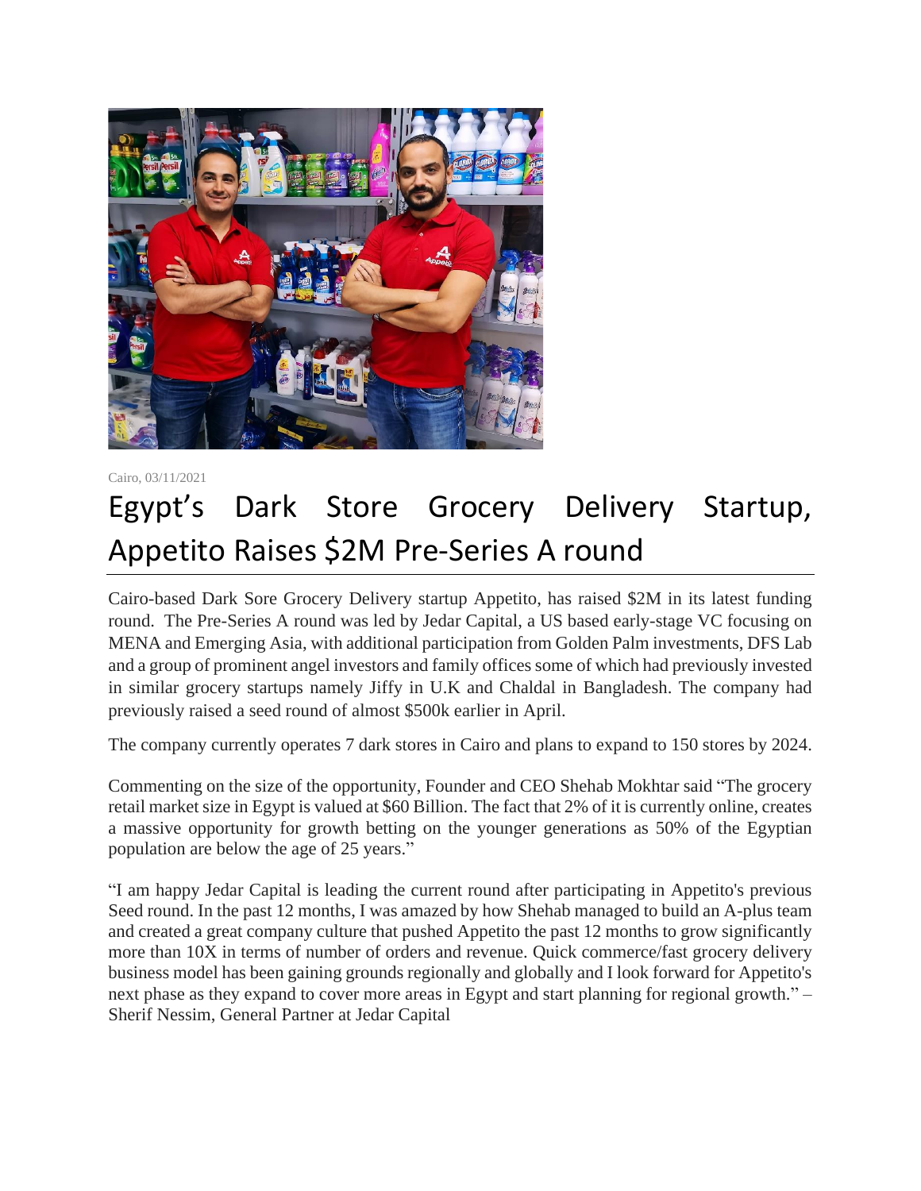Cairo, 03/11/2021

# Egypt's Dark Store Grocery Delivery Startup, Appetito Raises $2M Pre-Series A round

Cairo-based Dark Sore Grocery Delivery startup Appetito, has raised $2M in its latest funding round. The Pre-Series A round was led by Jedar Capital, a US based early-stage VC focusing on MENA and Emerging Asia, with additional participation from Golden Palm investments, DFS Lab and a group of prominent angel investors and family offices some of which had previously invested in similar grocery startups namely Jiffy in U.K and Chaldal in Bangladesh. The company had previously raised a seed round of almost $500k earlier in April.

The company currently operates 7 dark stores in Cairo and plans to expand to 150 stores by 2024.

Commenting on the size of the opportunity, Founder and CEO Shehab Mokhtar said "The grocery retail market size in Egypt is valued at $60 Billion. The fact that 2% of it is currently online, creates a massive opportunity for growth betting on the younger generations as 50% of the Egyptian population are below the age of 25 years."

"I am happy Jedar Capital is leading the current round after participating in Appetito's previous Seed round. In the past 12 months, I was amazed by how Shehab managed to build an A-plus team and created a great company culture that pushed Appetito the past 12 months to grow significantly more than 10X in terms of number of orders and revenue. Quick commerce/fast grocery delivery business model has been gaining grounds regionally and globally and I look forward for Appetito's next phase as they expand to cover more areas in Egypt and start planning for regional growth." – Sherif Nessim, General Partner at Jedar Capital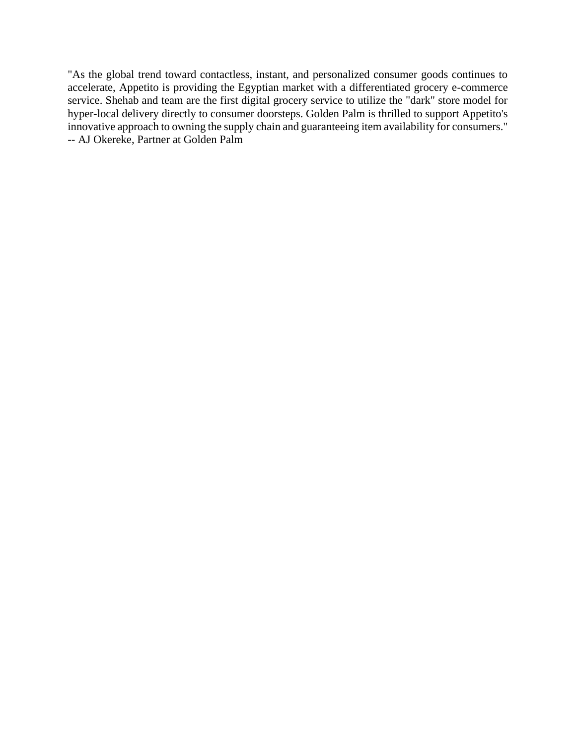"As the global trend toward contactless, instant, and personalized consumer goods continues to accelerate, Appetito is providing the Egyptian market with a differentiated grocery e-commerce service. Shehab and team are the first digital grocery service to utilize the "dark" store model for hyper-local delivery directly to consumer doorsteps. Golden Palm is thrilled to support Appetito's innovative approach to owning the supply chain and guaranteeing item availability for consumers."
-- AJ Okereke, Partner at Golden Palm